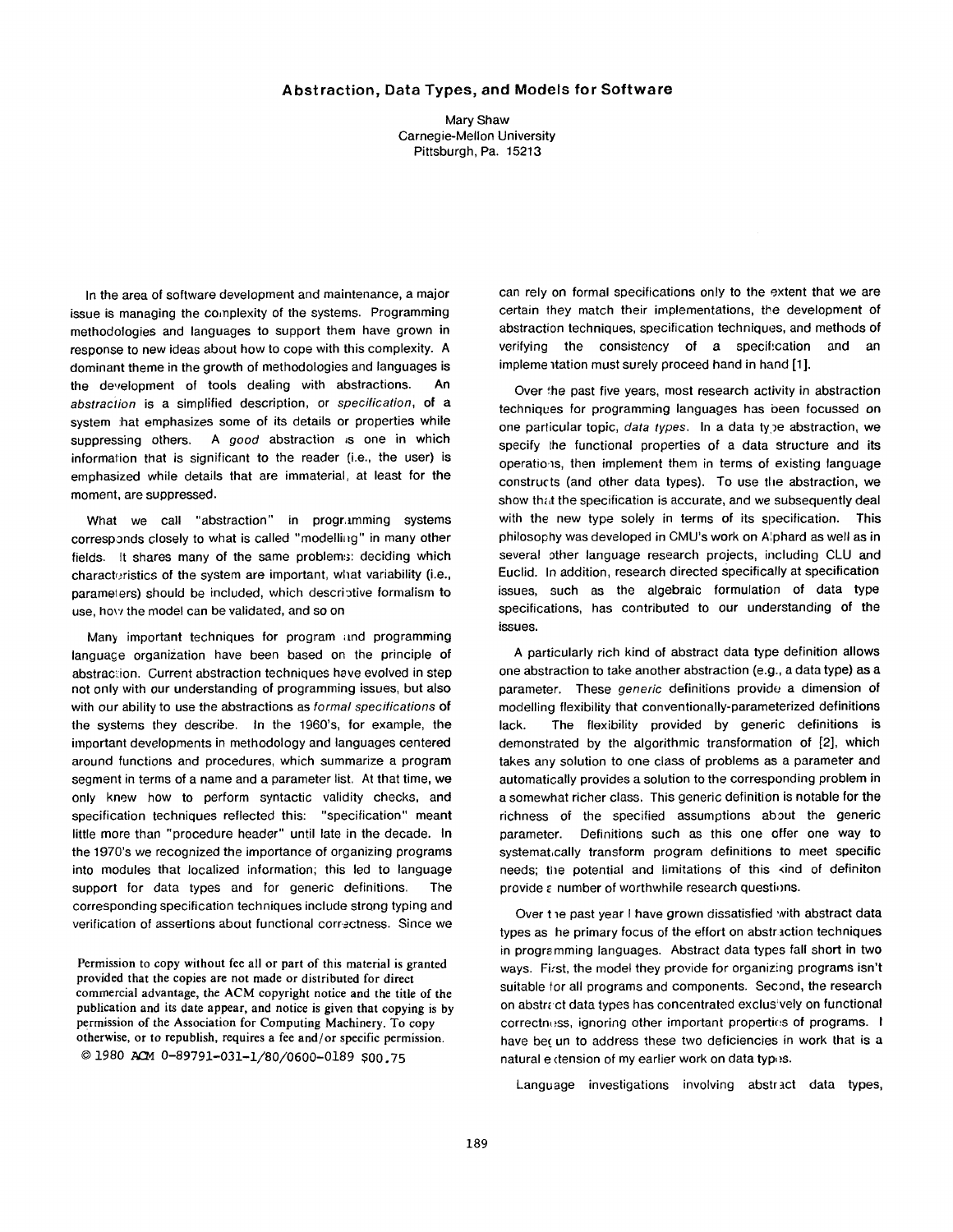# Abstraction, Data Types, and Models for Software

Mary Shaw
Carnegie-Mellon University
Pittsburgh, Pa. 15213

In the area of software development and maintenance, a major issue is managing the complexity of the systems. Programming methodologies and languages to support them have grown in response to new ideas about how to cope with this complexity. A dominant theme in the growth of methodologies and languages is the development of tools dealing with abstractions. An *abstraction* is a simplified description, or *specification*, of a system that emphasizes some of its details or properties while suppressing others. A *good* abstraction is one in which information that is significant to the reader (i.e., the user) is emphasized while details that are immaterial, at least for the moment, are suppressed.

What we call "abstraction" in programming systems corresponds closely to what is called "modelling" in many other fields. It shares many of the same problems: deciding which characteristics of the system are important, what variability (i.e., parameters) should be included, which descriptive formalism to use, how the model can be validated, and so on

Many important techniques for program and programming language organization have been based on the principle of abstraction. Current abstraction techniques have evolved in step not only with our understanding of programming issues, but also with our ability to use the abstractions as *formal specifications* of the systems they describe. In the 1960's, for example, the important developments in methodology and languages centered around functions and procedures, which summarize a program segment in terms of a name and a parameter list. At that time, we only knew how to perform syntactic validity checks, and specification techniques reflected this: "specification" meant little more than "procedure header" until late in the decade. In the 1970's we recognized the importance of organizing programs into modules that localized information; this led to language support for data types and for generic definitions. The corresponding specification techniques include strong typing and verification of assertions about functional correctness. Since we can rely on formal specifications only to the extent that we are certain they match their implementations, the development of abstraction techniques, specification techniques, and methods of verifying the consistency of a specification and an implementation must surely proceed hand in hand [1].

Over the past five years, most research activity in abstraction techniques for programming languages has been focussed on one particular topic, *data types*. In a data type abstraction, we specify the functional properties of a data structure and its operations, then implement them in terms of existing language constructs (and other data types). To use the abstraction, we show that the specification is accurate, and we subsequently deal with the new type solely in terms of its specification. This philosophy was developed in CMU's work on Alphard as well as in several other language research projects, including CLU and Euclid. In addition, research directed specifically at specification issues, such as the algebraic formulation of data type specifications, has contributed to our understanding of the issues.

A particularly rich kind of abstract data type definition allows one abstraction to take another abstraction (e.g., a data type) as a parameter. These *generic* definitions provide a dimension of modelling flexibility that conventionally-parameterized definitions lack. The flexibility provided by generic definitions is demonstrated by the algorithmic transformation of [2], which takes any solution to one class of problems as a parameter and automatically provides a solution to the corresponding problem in a somewhat richer class. This generic definition is notable for the richness of the specified assumptions about the generic parameter. Definitions such as this one offer one way to systematically transform program definitions to meet specific needs; the potential and limitations of this kind of definiton provide a number of worthwhile research questions.

Over the past year I have grown dissatisfied with abstract data types as the primary focus of the effort on abstraction techniques in programming languages. Abstract data types fall short in two ways. First, the model they provide for organizing programs isn't suitable for all programs and components. Second, the research on abstract data types has concentrated exclusively on functional correctness, ignoring other important properties of programs. I have begun to address these two deficiencies in work that is a natural extension of my earlier work on data types.

Language investigations involving abstract data types,

Permission to copy without fee all or part of this material is granted provided that the copies are not made or distributed for direct commercial advantage, the ACM copyright notice and the title of the publication and its date appear, and notice is given that copying is by permission of the Association for Computing Machinery. To copy otherwise, or to republish, requires a fee and/or specific permission.

© 1980 ACM 0-89791-031-1/80/0600-0189 $00.75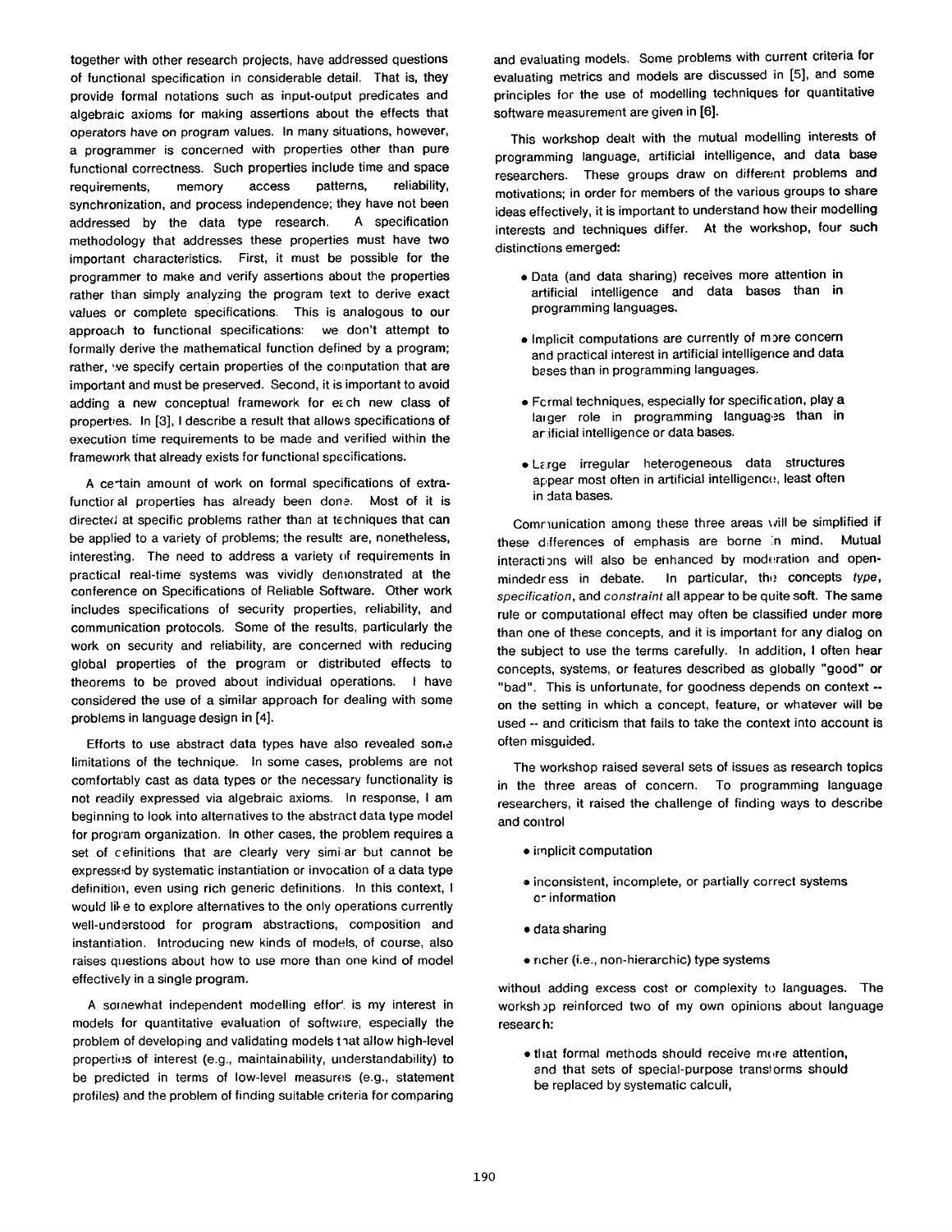together with other research projects, have addressed questions of functional specification in considerable detail. That is, they provide formal notations such as input-output predicates and algebraic axioms for making assertions about the effects that operators have on program values. In many situations, however, a programmer is concerned with properties other than pure functional correctness. Such properties include time and space requirements, memory access patterns, reliability, synchronization, and process independence; they have not been addressed by the data type research. A specification methodology that addresses these properties must have two important characteristics. First, it must be possible for the programmer to make and verify assertions about the properties rather than simply analyzing the program text to derive exact values or complete specifications. This is analogous to our approach to functional specifications: we don't attempt to formally derive the mathematical function defined by a program; rather, we specify certain properties of the computation that are important and must be preserved. Second, it is important to avoid adding a new conceptual framework for each new class of properties. In [3], I describe a result that allows specifications of execution time requirements to be made and verified within the framework that already exists for functional specifications.

A certain amount of work on formal specifications of extra-functional properties has already been done. Most of it is directed at specific problems rather than at techniques that can be applied to a variety of problems; the results are, nonetheless, interesting. The need to address a variety of requirements in practical real-time systems was vividly demonstrated at the conference on Specifications of Reliable Software. Other work includes specifications of security properties, reliability, and communication protocols. Some of the results, particularly the work on security and reliability, are concerned with reducing global properties of the program or distributed effects to theorems to be proved about individual operations. I have considered the use of a similar approach for dealing with some problems in language design in [4].

Efforts to use abstract data types have also revealed some limitations of the technique. In some cases, problems are not comfortably cast as data types or the necessary functionality is not readily expressed via algebraic axioms. In response, I am beginning to look into alternatives to the abstract data type model for program organization. In other cases, the problem requires a set of definitions that are clearly very similar but cannot be expressed by systematic instantiation or invocation of a data type definition, even using rich generic definitions. In this context, I would like to explore alternatives to the only operations currently well-understood for program abstractions, composition and instantiation. Introducing new kinds of models, of course, also raises questions about how to use more than one kind of model effectively in a single program.

A somewhat independent modelling effort is my interest in models for quantitative evaluation of software, especially the problem of developing and validating models that allow high-level properties of interest (e.g., maintainability, understandability) to be predicted in terms of low-level measures (e.g., statement profiles) and the problem of finding suitable criteria for comparing and evaluating models. Some problems with current criteria for evaluating metrics and models are discussed in [5], and some principles for the use of modelling techniques for quantitative software measurement are given in [6].

This workshop dealt with the mutual modelling interests of programming language, artificial intelligence, and data base researchers. These groups draw on different problems and motivations; in order for members of the various groups to share ideas effectively, it is important to understand how their modelling interests and techniques differ. At the workshop, four such distinctions emerged:

- Data (and data sharing) receives more attention in artificial intelligence and data bases than in programming languages.
- Implicit computations are currently of more concern and practical interest in artificial intelligence and data bases than in programming languages.
- Formal techniques, especially for specification, play a larger role in programming languages than in artificial intelligence or data bases.
- Large irregular heterogeneous data structures appear most often in artificial intelligence, least often in data bases.

Communication among these three areas will be simplified if these differences of emphasis are borne in mind. Mutual interactions will also be enhanced by moderation and open-mindedness in debate. In particular, the concepts *type*, *specification*, and *constraint* all appear to be quite soft. The same rule or computational effect may often be classified under more than one of these concepts, and it is important for any dialog on the subject to use the terms carefully. In addition, I often hear concepts, systems, or features described as globally "good" or "bad". This is unfortunate, for goodness depends on context -- on the setting in which a concept, feature, or whatever will be used -- and criticism that fails to take the context into account is often misguided.

The workshop raised several sets of issues as research topics in the three areas of concern. To programming language researchers, it raised the challenge of finding ways to describe and control

- implicit computation
- inconsistent, incomplete, or partially correct systems of information
- data sharing
- richer (i.e., non-hierarchic) type systems

without adding excess cost or complexity to languages. The workshop reinforced two of my own opinions about language research:

- that formal methods should receive more attention, and that sets of special-purpose transforms should be replaced by systematic calculi,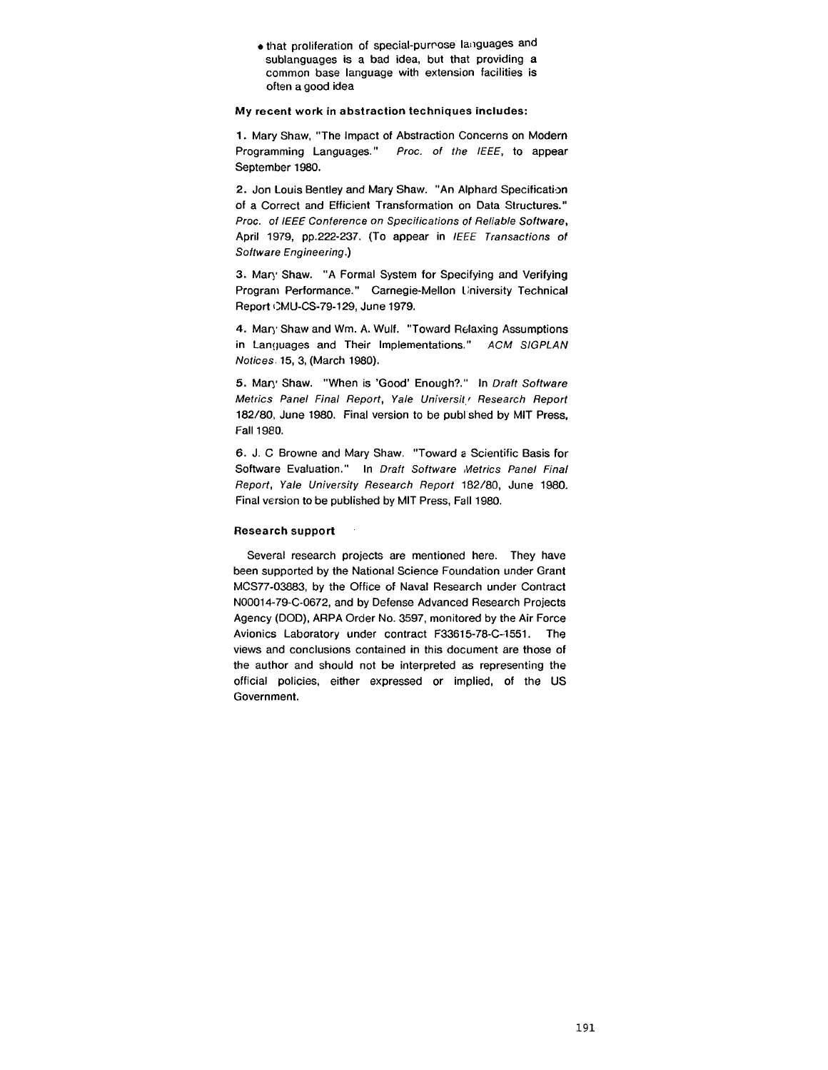- that proliferation of special-purpose languages and sublanguages is a bad idea, but that providing a common base language with extension facilities is often a good idea

**My recent work in abstraction techniques includes:**

1. Mary Shaw, "The Impact of Abstraction Concerns on Modern Programming Languages." *Proc. of the IEEE*, to appear September 1980.

2. Jon Louis Bentley and Mary Shaw. "An Alphard Specification of a Correct and Efficient Transformation on Data Structures." *Proc. of IEEE Conference on Specifications of Reliable Software*, April 1979, pp.222-237. (To appear in *IEEE Transactions of Software Engineering*.)

3. Mary Shaw. "A Formal System for Specifying and Verifying Program Performance." Carnegie-Mellon University Technical Report CMU-CS-79-129, June 1979.

4. Mary Shaw and Wm. A. Wulf. "Toward Relaxing Assumptions in Languages and Their Implementations." *ACM SIGPLAN Notices* 15, 3, (March 1980).

5. Mary Shaw. "When is 'Good' Enough?." In *Draft Software Metrics Panel Final Report, Yale University Research Report* 182/80, June 1980. Final version to be published by MIT Press, Fall 1980.

6. J. C Browne and Mary Shaw. "Toward a Scientific Basis for Software Evaluation." In *Draft Software Metrics Panel Final Report, Yale University Research Report* 182/80, June 1980. Final version to be published by MIT Press, Fall 1980.

**Research support**

Several research projects are mentioned here. They have been supported by the National Science Foundation under Grant MCS77-03883, by the Office of Naval Research under Contract N00014-79-C-0672, and by Defense Advanced Research Projects Agency (DOD), ARPA Order No. 3597, monitored by the Air Force Avionics Laboratory under contract F33615-78-C-1551. The views and conclusions contained in this document are those of the author and should not be interpreted as representing the official policies, either expressed or implied, of the US Government.